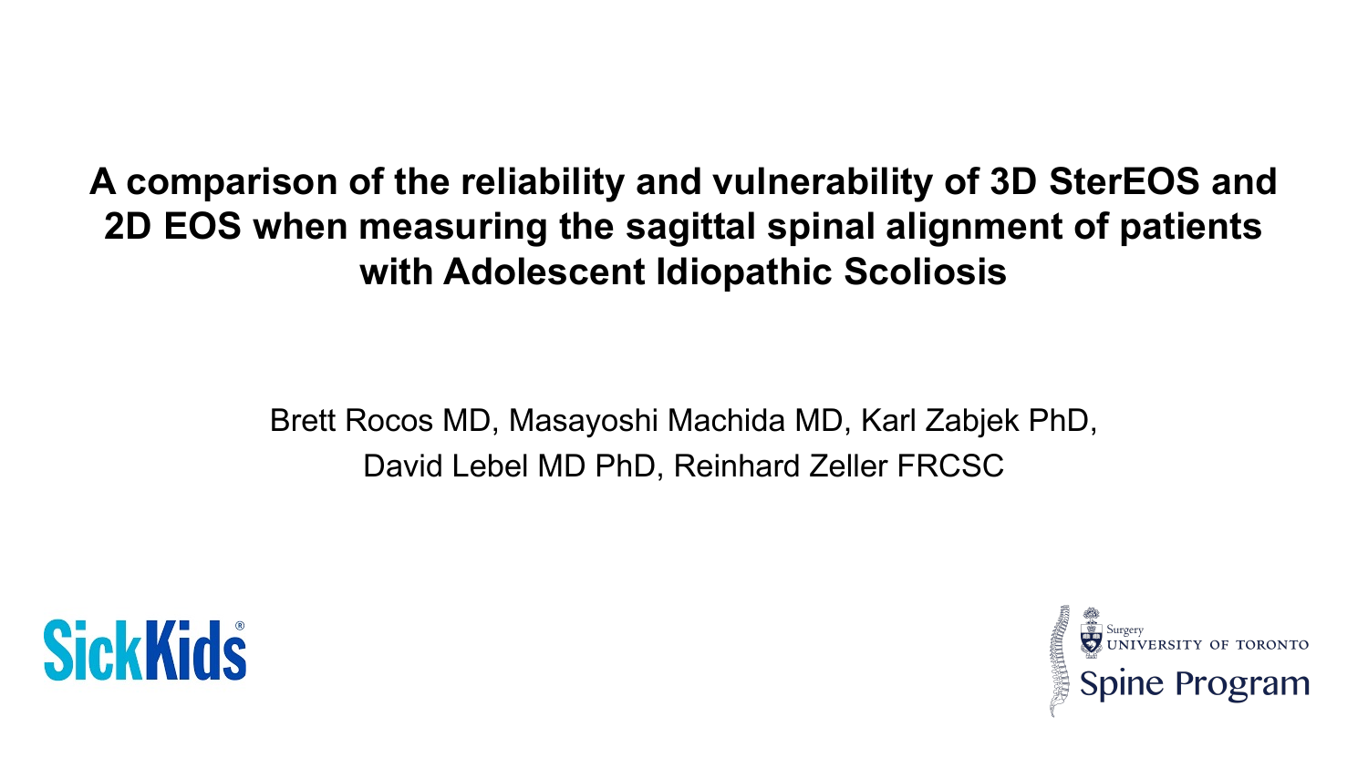# A comparison of the reliability and vulnerability of 3D SterEOS and 2D EOS when measuring the sagittal spinal alignment of patients with Adolescent Idiopathic Scoliosis

Brett Rocos MD, Masayoshi Machida MD, Karl Zabjek PhD, David Lebel MD PhD, Reinhard Zeller FRCSC

SickKids

Surgery
UNIVERSITY OF TORONTO
Spine Program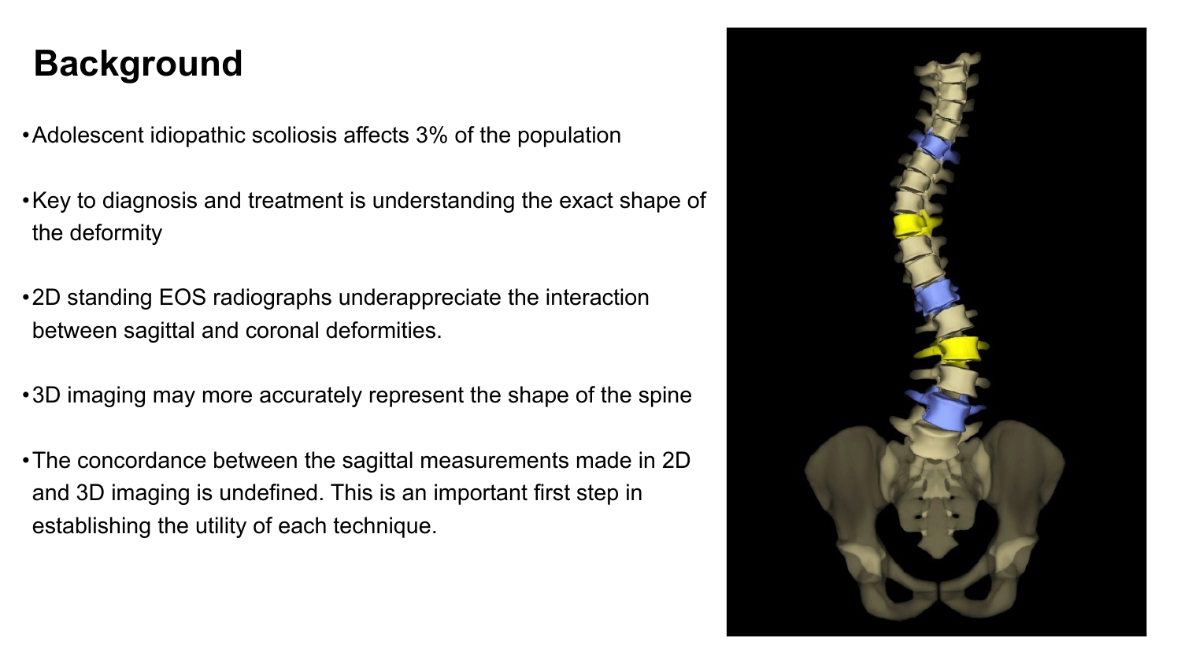# Background

- Adolescent idiopathic scoliosis affects 3% of the population
- Key to diagnosis and treatment is understanding the exact shape of the deformity
- 2D standing EOS radiographs underappreciate the interaction between sagittal and coronal deformities.
- 3D imaging may more accurately represent the shape of the spine
- The concordance between the sagittal measurements made in 2D and 3D imaging is undefined. This is an important first step in establishing the utility of each technique.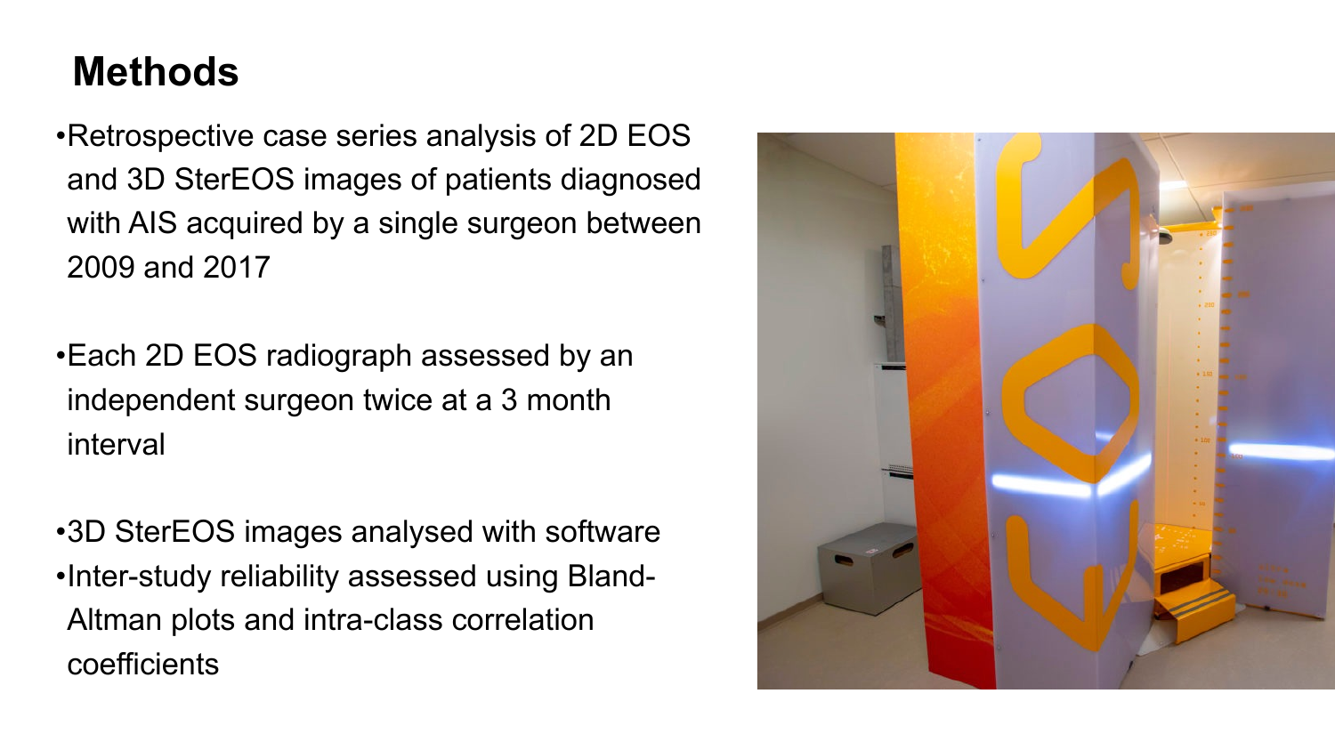# Methods

- Retrospective case series analysis of 2D EOS and 3D SterEOS images of patients diagnosed with AIS acquired by a single surgeon between 2009 and 2017

- Each 2D EOS radiograph assessed by an independent surgeon twice at a 3 month interval

- 3D SterEOS images analysed with software
- Inter-study reliability assessed using Bland-Altman plots and intra-class correlation coefficients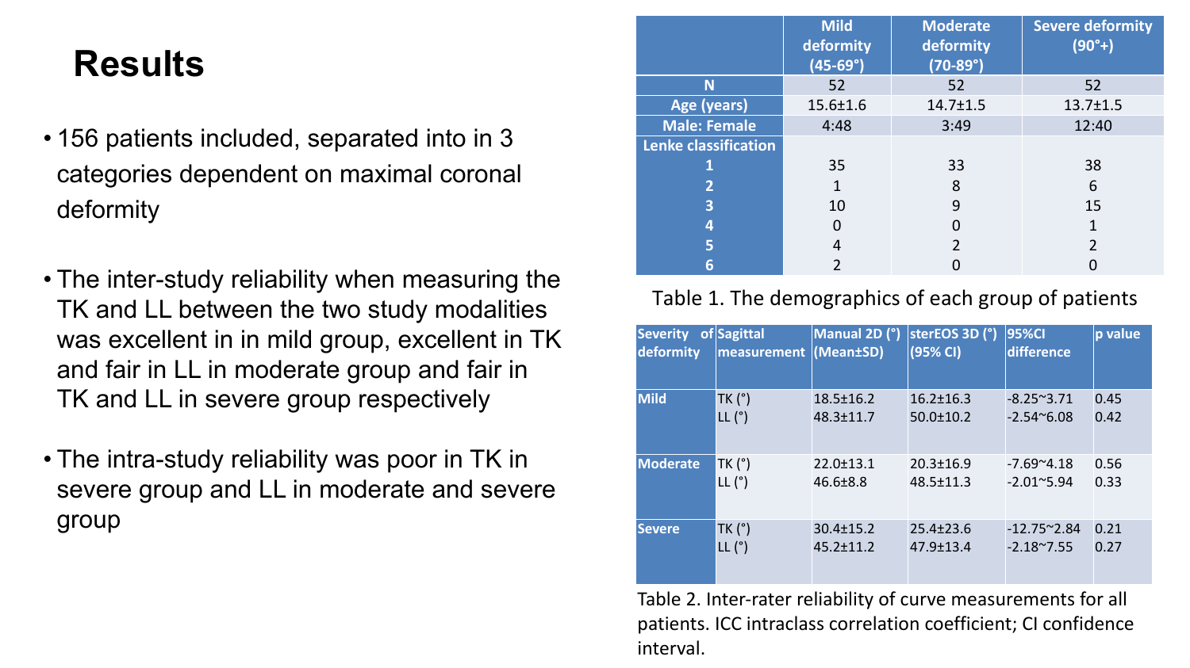# Results

- 156 patients included, separated into in 3 categories dependent on maximal coronal deformity
- The inter-study reliability when measuring the TK and LL between the two study modalities was excellent in in mild group, excellent in TK and fair in LL in moderate group and fair in TK and LL in severe group respectively
- The intra-study reliability was poor in TK in severe group and LL in moderate and severe group

| | Mild deformity (45-69°) | Moderate deformity (70-89°) | Severe deformity (90°+) |
|---|---|---|---|
| N | 52 | 52 | 52 |
| Age (years) | 15.6±1.6 | 14.7±1.5 | 13.7±1.5 |
| Male: Female | 4:48 | 3:49 | 12:40 |
| Lenke classification | | | |
| 1 | 35 | 33 | 38 |
| 2 | 1 | 8 | 6 |
| 3 | 10 | 9 | 15 |
| 4 | 0 | 0 | 1 |
| 5 | 4 | 2 | 2 |
| 6 | 2 | 0 | 0 |

Table 1. The demographics of each group of patients

| Severity of deformity | Sagittal measurement | Manual 2D (°) (Mean±SD) | sterEOS 3D (°) (95% CI) | 95%CI difference | p value |
|---|---|---|---|---|---|
| Mild | TK (°) | 18.5±16.2 | 16.2±16.3 | -8.25~3.71 | 0.45 |
| | LL (°) | 48.3±11.7 | 50.0±10.2 | -2.54~6.08 | 0.42 |
| Moderate | TK (°) | 22.0±13.1 | 20.3±16.9 | -7.69~4.18 | 0.56 |
| | LL (°) | 46.6±8.8 | 48.5±11.3 | -2.01~5.94 | 0.33 |
| Severe | TK (°) | 30.4±15.2 | 25.4±23.6 | -12.75~2.84 | 0.21 |
| | LL (°) | 45.2±11.2 | 47.9±13.4 | -2.18~7.55 | 0.27 |

Table 2. Inter-rater reliability of curve measurements for all patients. ICC intraclass correlation coefficient; CI confidence interval.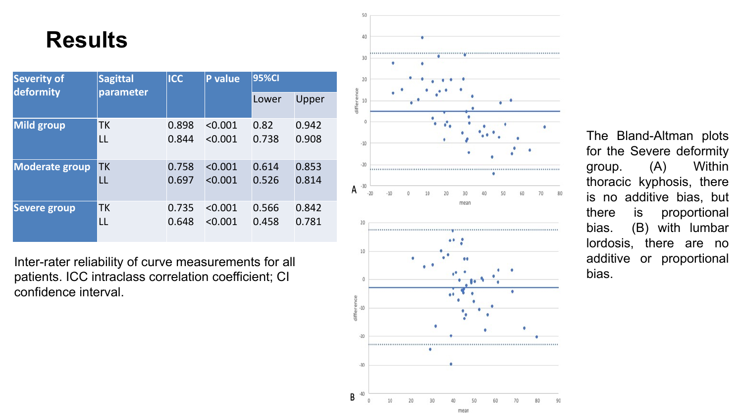# Results

| Severity of deformity | Sagittal parameter | ICC | P value | 95%CI | |
|---|---|---|---|---|---|
| | | | | Lower | Upper |
| Mild group | TK | 0.898 | <0.001 | 0.82 | 0.942 |
| | LL | 0.844 | <0.001 | 0.738 | 0.908 |
| Moderate group | TK | 0.758 | <0.001 | 0.614 | 0.853 |
| | LL | 0.697 | <0.001 | 0.526 | 0.814 |
| Severe group | TK | 0.735 | <0.001 | 0.566 | 0.842 |
| | LL | 0.648 | <0.001 | 0.458 | 0.781 |

Inter-rater reliability of curve measurements for all patients. ICC intraclass correlation coefficient; CI confidence interval.

The Bland-Altman plots for the Severe deformity group. (A) Within thoracic kyphosis, there is no additive bias, but there is proportional bias. (B) with lumbar lordosis, there are no additive or proportional bias.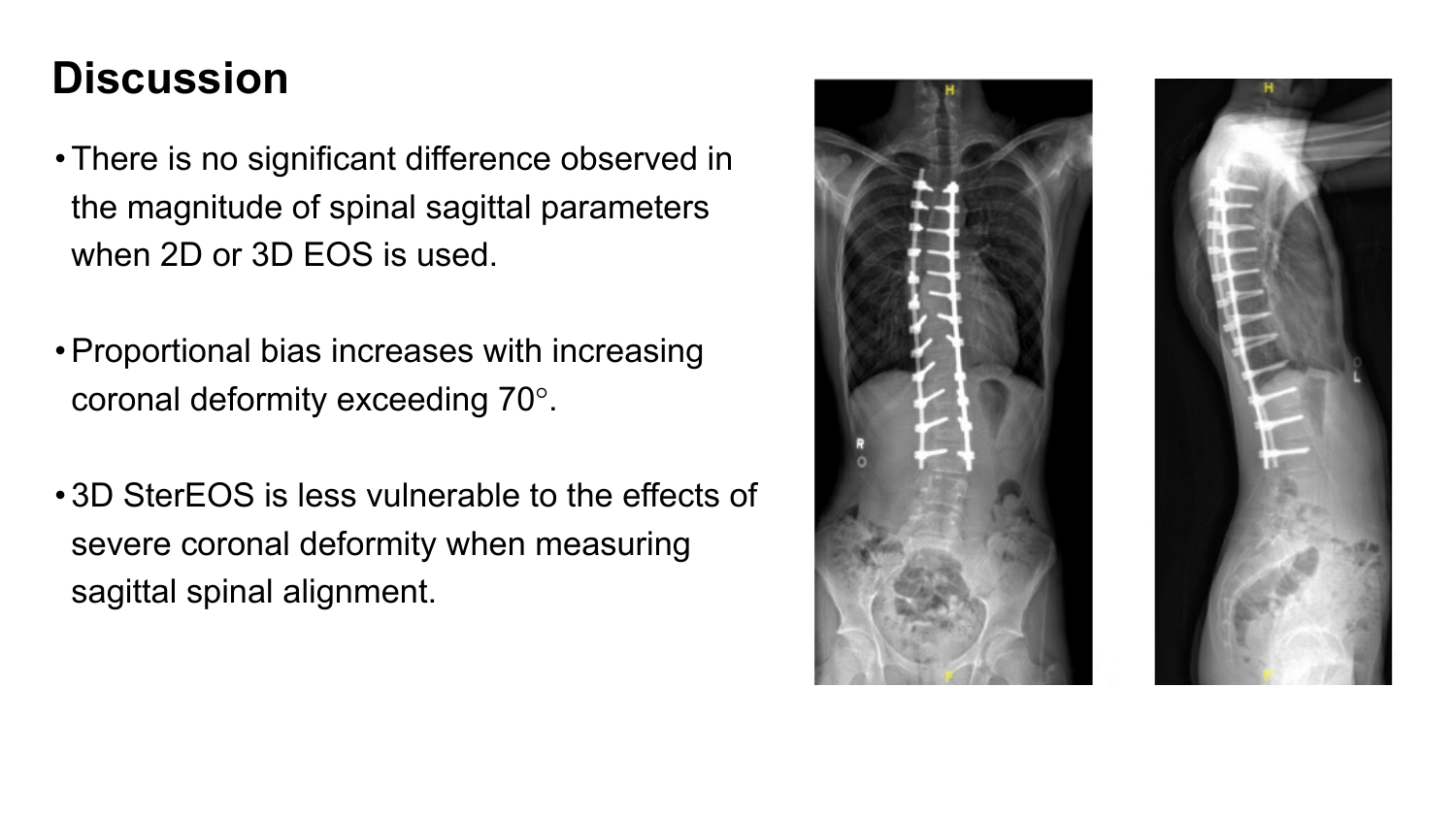# Discussion

- There is no significant difference observed in the magnitude of spinal sagittal parameters when 2D or 3D EOS is used.
- Proportional bias increases with increasing coronal deformity exceeding 70°.
- 3D SterEOS is less vulnerable to the effects of severe coronal deformity when measuring sagittal spinal alignment.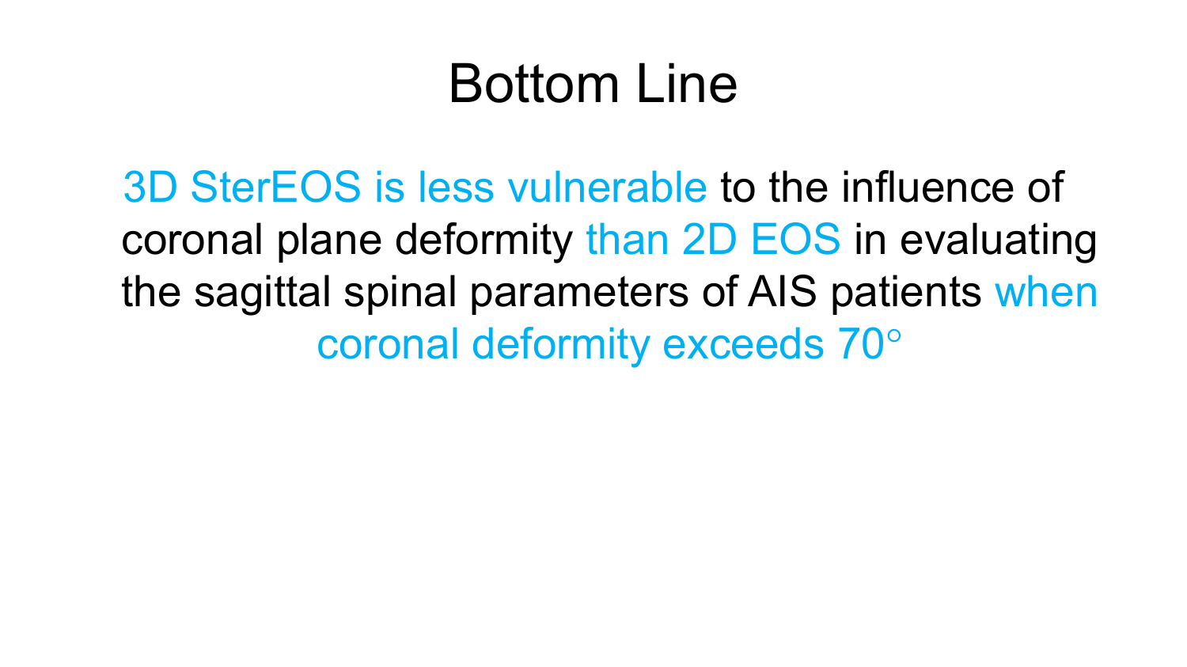# Bottom Line

3D SterEOS is less vulnerable to the influence of coronal plane deformity than 2D EOS in evaluating the sagittal spinal parameters of AIS patients when coronal deformity exceeds 70°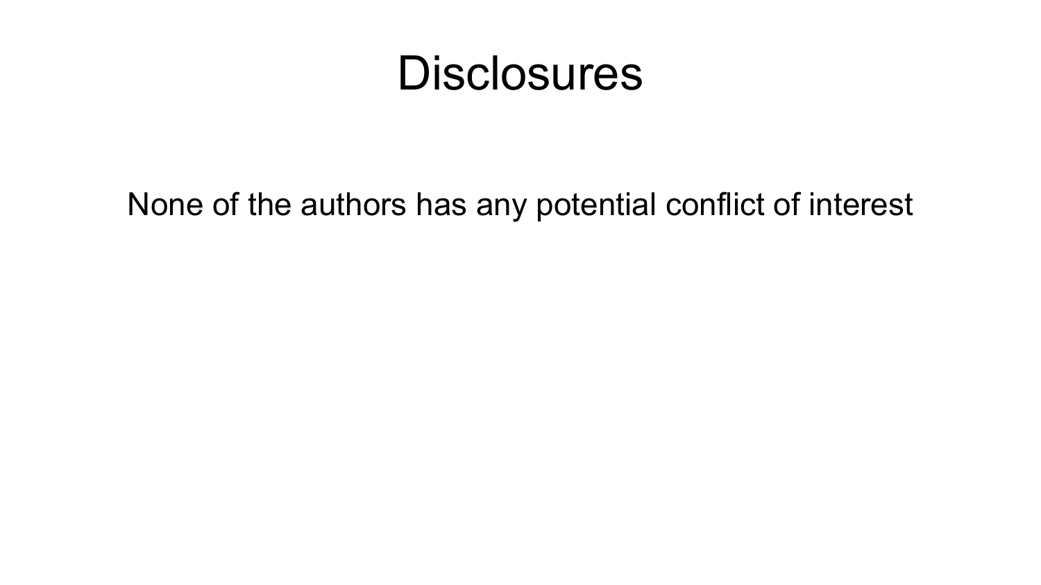# Disclosures

None of the authors has any potential conflict of interest